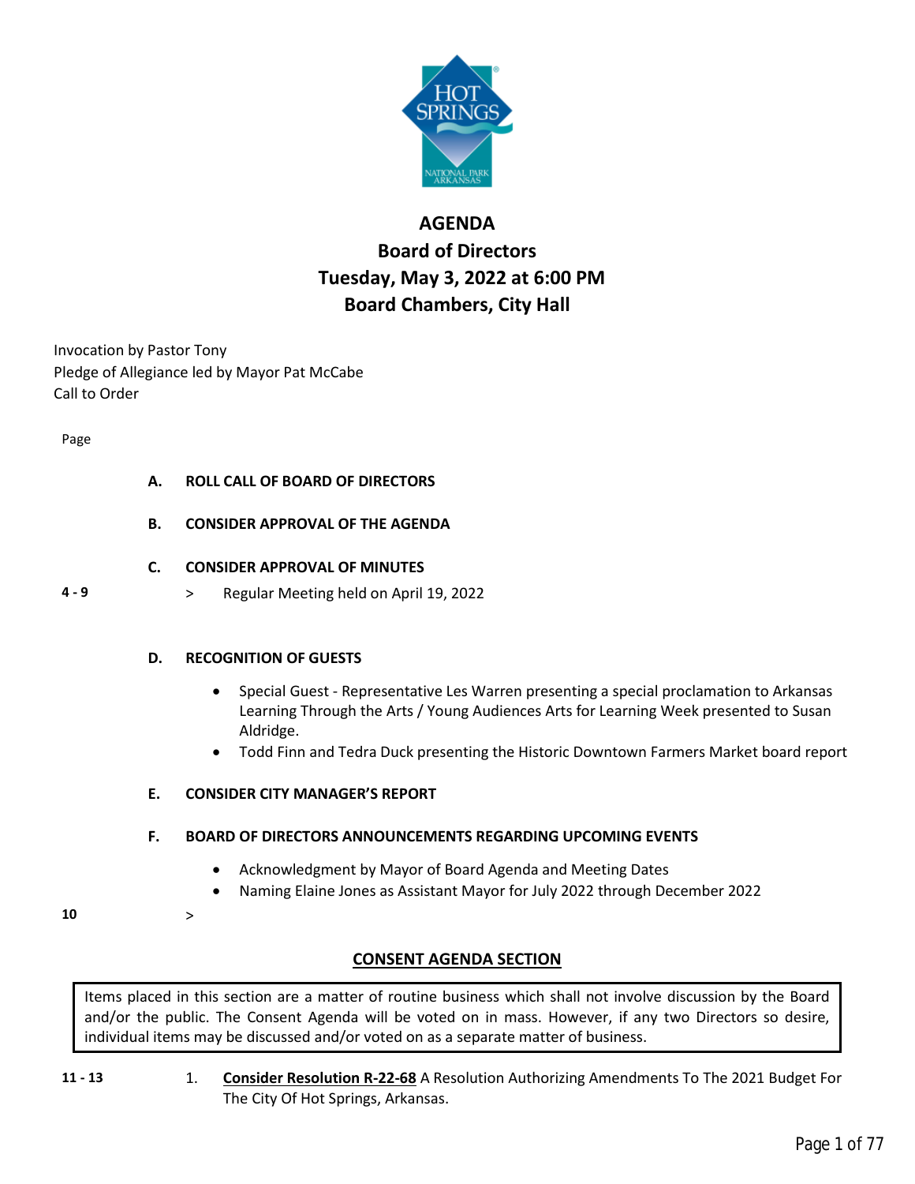# AGENDA
## Board of Directors
## Tuesday, May 3, 2022 at 6:00 PM
## Board Chambers, City Hall

Invocation by Pastor Tony
Pledge of Allegiance led by Mayor Pat McCabe
Call to Order

Page

**A. ROLL CALL OF BOARD OF DIRECTORS**

**B. CONSIDER APPROVAL OF THE AGENDA**

**C. CONSIDER APPROVAL OF MINUTES**

**4 - 9** > Regular Meeting held on April 19, 2022

**D. RECOGNITION OF GUESTS**

- Special Guest - Representative Les Warren presenting a special proclamation to Arkansas Learning Through the Arts / Young Audiences Arts for Learning Week presented to Susan Aldridge.
- Todd Finn and Tedra Duck presenting the Historic Downtown Farmers Market board report

**E. CONSIDER CITY MANAGER'S REPORT**

**F. BOARD OF DIRECTORS ANNOUNCEMENTS REGARDING UPCOMING EVENTS**

- Acknowledgment by Mayor of Board Agenda and Meeting Dates
- Naming Elaine Jones as Assistant Mayor for July 2022 through December 2022

**10** >

## CONSENT AGENDA SECTION

Items placed in this section are a matter of routine business which shall not involve discussion by the Board and/or the public. The Consent Agenda will be voted on in mass. However, if any two Directors so desire, individual items may be discussed and/or voted on as a separate matter of business.

**11 - 13** 1. **Consider Resolution R-22-68** A Resolution Authorizing Amendments To The 2021 Budget For The City Of Hot Springs, Arkansas.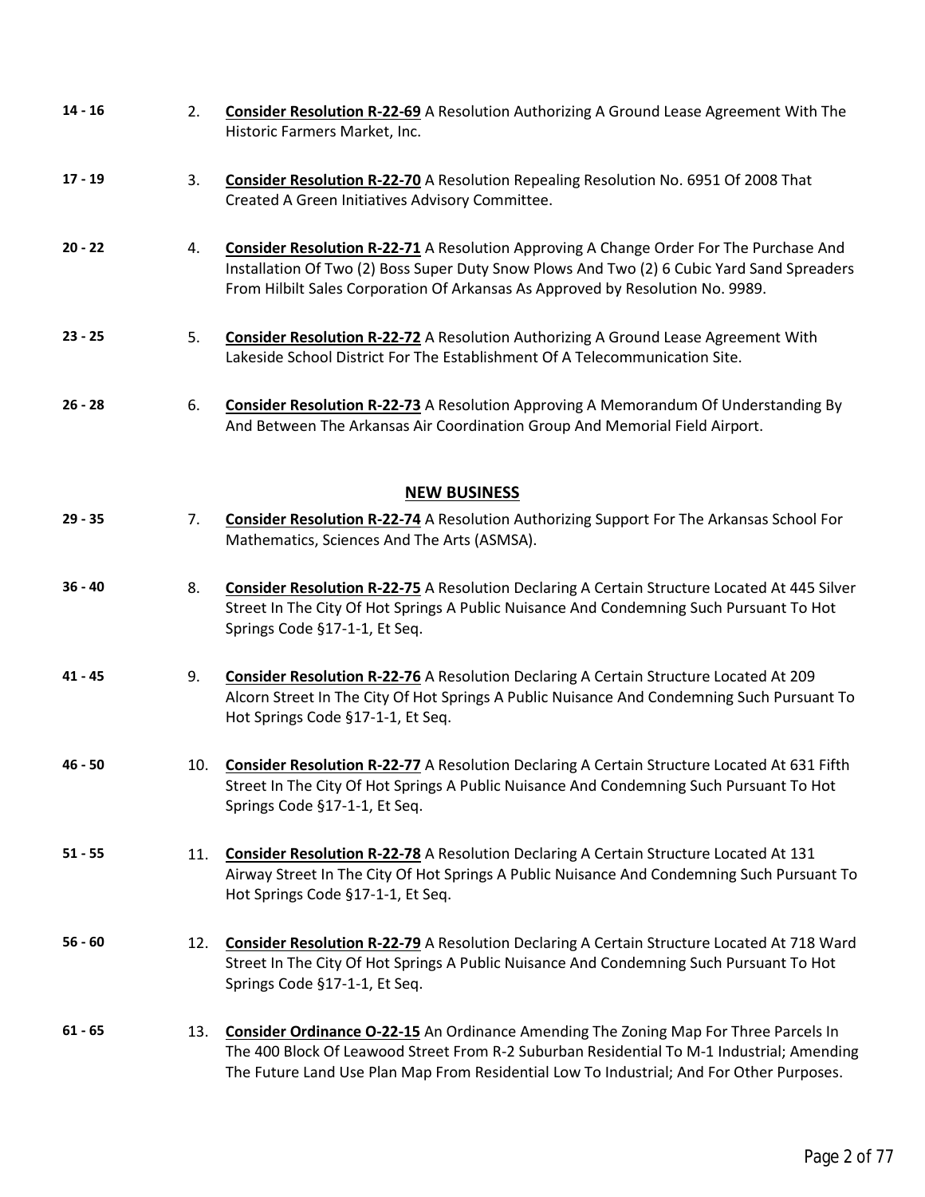| | | |
|---|---|---|
| **14 - 16** | 2. | **Consider Resolution R-22-69** A Resolution Authorizing A Ground Lease Agreement With The Historic Farmers Market, Inc. |
| **17 - 19** | 3. | **Consider Resolution R-22-70** A Resolution Repealing Resolution No. 6951 Of 2008 That Created A Green Initiatives Advisory Committee. |
| **20 - 22** | 4. | **Consider Resolution R-22-71** A Resolution Approving A Change Order For The Purchase And Installation Of Two (2) Boss Super Duty Snow Plows And Two (2) 6 Cubic Yard Sand Spreaders From Hilbilt Sales Corporation Of Arkansas As Approved by Resolution No. 9989. |
| **23 - 25** | 5. | **Consider Resolution R-22-72** A Resolution Authorizing A Ground Lease Agreement With Lakeside School District For The Establishment Of A Telecommunication Site. |
| **26 - 28** | 6. | **Consider Resolution R-22-73** A Resolution Approving A Memorandum Of Understanding By And Between The Arkansas Air Coordination Group And Memorial Field Airport. |

## NEW BUSINESS

| | | |
|---|---|---|
| **29 - 35** | 7. | **Consider Resolution R-22-74** A Resolution Authorizing Support For The Arkansas School For Mathematics, Sciences And The Arts (ASMSA). |
| **36 - 40** | 8. | **Consider Resolution R-22-75** A Resolution Declaring A Certain Structure Located At 445 Silver Street In The City Of Hot Springs A Public Nuisance And Condemning Such Pursuant To Hot Springs Code §17-1-1, Et Seq. |
| **41 - 45** | 9. | **Consider Resolution R-22-76** A Resolution Declaring A Certain Structure Located At 209 Alcorn Street In The City Of Hot Springs A Public Nuisance And Condemning Such Pursuant To Hot Springs Code §17-1-1, Et Seq. |
| **46 - 50** | 10. | **Consider Resolution R-22-77** A Resolution Declaring A Certain Structure Located At 631 Fifth Street In The City Of Hot Springs A Public Nuisance And Condemning Such Pursuant To Hot Springs Code §17-1-1, Et Seq. |
| **51 - 55** | 11. | **Consider Resolution R-22-78** A Resolution Declaring A Certain Structure Located At 131 Airway Street In The City Of Hot Springs A Public Nuisance And Condemning Such Pursuant To Hot Springs Code §17-1-1, Et Seq. |
| **56 - 60** | 12. | **Consider Resolution R-22-79** A Resolution Declaring A Certain Structure Located At 718 Ward Street In The City Of Hot Springs A Public Nuisance And Condemning Such Pursuant To Hot Springs Code §17-1-1, Et Seq. |
| **61 - 65** | 13. | **Consider Ordinance O-22-15** An Ordinance Amending The Zoning Map For Three Parcels In The 400 Block Of Leawood Street From R-2 Suburban Residential To M-1 Industrial; Amending The Future Land Use Plan Map From Residential Low To Industrial; And For Other Purposes. |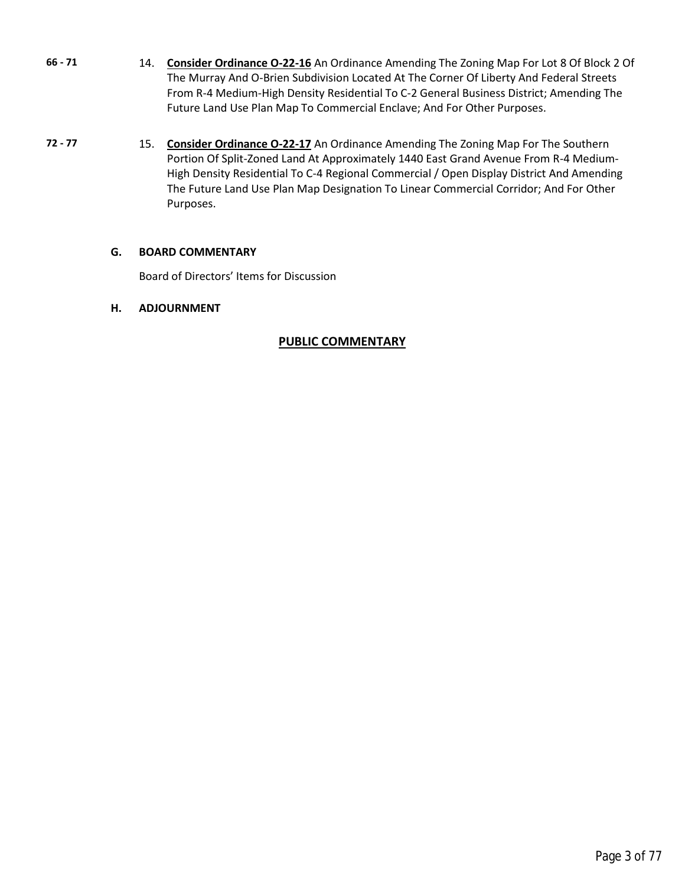66 - 71

14. **Consider Ordinance O-22-16** An Ordinance Amending The Zoning Map For Lot 8 Of Block 2 Of The Murray And O-Brien Subdivision Located At The Corner Of Liberty And Federal Streets From R-4 Medium-High Density Residential To C-2 General Business District; Amending The Future Land Use Plan Map To Commercial Enclave; And For Other Purposes.

72 - 77

15. **Consider Ordinance O-22-17** An Ordinance Amending The Zoning Map For The Southern Portion Of Split-Zoned Land At Approximately 1440 East Grand Avenue From R-4 Medium-High Density Residential To C-4 Regional Commercial / Open Display District And Amending The Future Land Use Plan Map Designation To Linear Commercial Corridor; And For Other Purposes.

**G. BOARD COMMENTARY**

Board of Directors' Items for Discussion

**H. ADJOURNMENT**

**PUBLIC COMMENTARY**